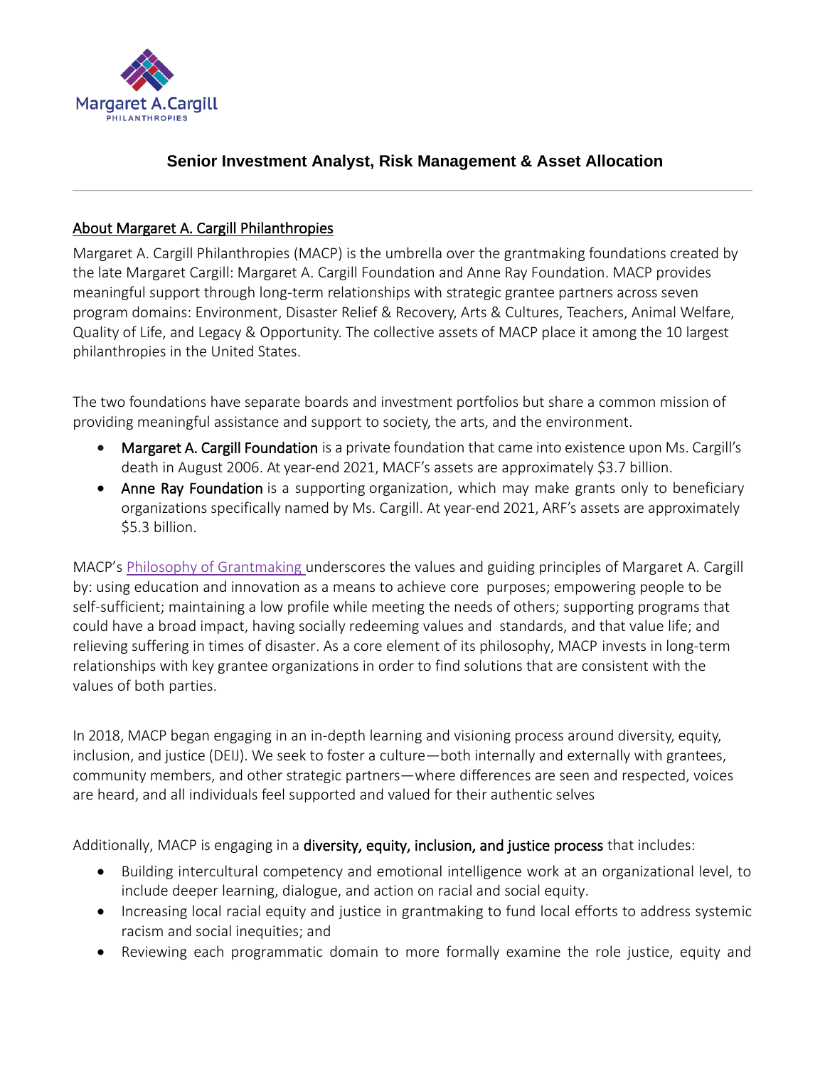# Senior Investment Analyst, Risk Management & Asset Allocation

## About Margaret A. Cargill Philanthropies

Margaret A. Cargill Philanthropies (MACP) is the umbrella over the grantmaking foundations created by the late Margaret Cargill: Margaret A. Cargill Foundation and Anne Ray Foundation. MACP provides meaningful support through long-term relationships with strategic grantee partners across seven program domains: Environment, Disaster Relief & Recovery, Arts & Cultures, Teachers, Animal Welfare, Quality of Life, and Legacy & Opportunity. The collective assets of MACP place it among the 10 largest philanthropies in the United States.

The two foundations have separate boards and investment portfolios but share a common mission of providing meaningful assistance and support to society, the arts, and the environment.

- **Margaret A. Cargill Foundation** is a private foundation that came into existence upon Ms. Cargill's death in August 2006. At year-end 2021, MACF's assets are approximately $3.7 billion.
- **Anne Ray Foundation** is a supporting organization, which may make grants only to beneficiary organizations specifically named by Ms. Cargill. At year-end 2021, ARF's assets are approximately $5.3 billion.

MACP's [Philosophy of Grantmaking] underscores the values and guiding principles of Margaret A. Cargill by: using education and innovation as a means to achieve core purposes; empowering people to be self-sufficient; maintaining a low profile while meeting the needs of others; supporting programs that could have a broad impact, having socially redeeming values and standards, and that value life; and relieving suffering in times of disaster. As a core element of its philosophy, MACP invests in long-term relationships with key grantee organizations in order to find solutions that are consistent with the values of both parties.

In 2018, MACP began engaging in an in-depth learning and visioning process around diversity, equity, inclusion, and justice (DEIJ). We seek to foster a culture—both internally and externally with grantees, community members, and other strategic partners—where differences are seen and respected, voices are heard, and all individuals feel supported and valued for their authentic selves

Additionally, MACP is engaging in a **diversity, equity, inclusion, and justice process** that includes:

- Building intercultural competency and emotional intelligence work at an organizational level, to include deeper learning, dialogue, and action on racial and social equity.
- Increasing local racial equity and justice in grantmaking to fund local efforts to address systemic racism and social inequities; and
- Reviewing each programmatic domain to more formally examine the role justice, equity and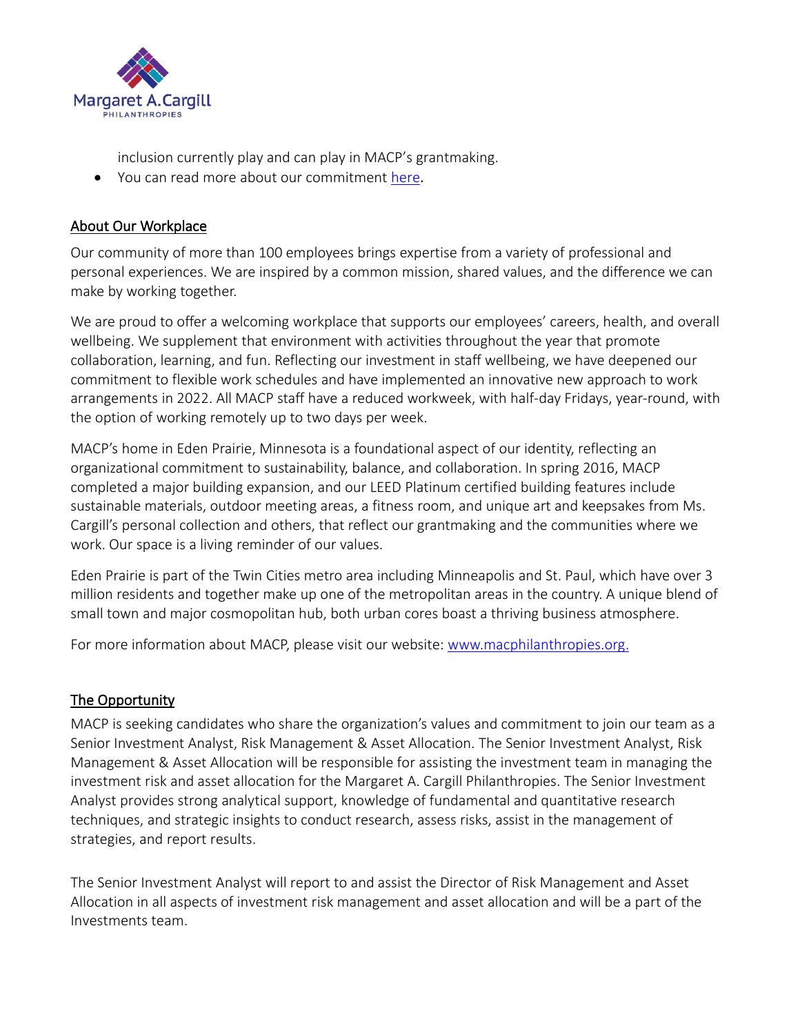inclusion currently play and can play in MACP's grantmaking.

- You can read more about our commitment [here](here).

## About Our Workplace

Our community of more than 100 employees brings expertise from a variety of professional and personal experiences. We are inspired by a common mission, shared values, and the difference we can make by working together.

We are proud to offer a welcoming workplace that supports our employees' careers, health, and overall wellbeing. We supplement that environment with activities throughout the year that promote collaboration, learning, and fun. Reflecting our investment in staff wellbeing, we have deepened our commitment to flexible work schedules and have implemented an innovative new approach to work arrangements in 2022. All MACP staff have a reduced workweek, with half-day Fridays, year-round, with the option of working remotely up to two days per week.

MACP's home in Eden Prairie, Minnesota is a foundational aspect of our identity, reflecting an organizational commitment to sustainability, balance, and collaboration. In spring 2016, MACP completed a major building expansion, and our LEED Platinum certified building features include sustainable materials, outdoor meeting areas, a fitness room, and unique art and keepsakes from Ms. Cargill's personal collection and others, that reflect our grantmaking and the communities where we work. Our space is a living reminder of our values.

Eden Prairie is part of the Twin Cities metro area including Minneapolis and St. Paul, which have over 3 million residents and together make up one of the metropolitan areas in the country. A unique blend of small town and major cosmopolitan hub, both urban cores boast a thriving business atmosphere.

For more information about MACP, please visit our website: [www.macphilanthropies.org.](www.macphilanthropies.org)

## The Opportunity

MACP is seeking candidates who share the organization's values and commitment to join our team as a Senior Investment Analyst, Risk Management & Asset Allocation. The Senior Investment Analyst, Risk Management & Asset Allocation will be responsible for assisting the investment team in managing the investment risk and asset allocation for the Margaret A. Cargill Philanthropies. The Senior Investment Analyst provides strong analytical support, knowledge of fundamental and quantitative research techniques, and strategic insights to conduct research, assess risks, assist in the management of strategies, and report results.

The Senior Investment Analyst will report to and assist the Director of Risk Management and Asset Allocation in all aspects of investment risk management and asset allocation and will be a part of the Investments team.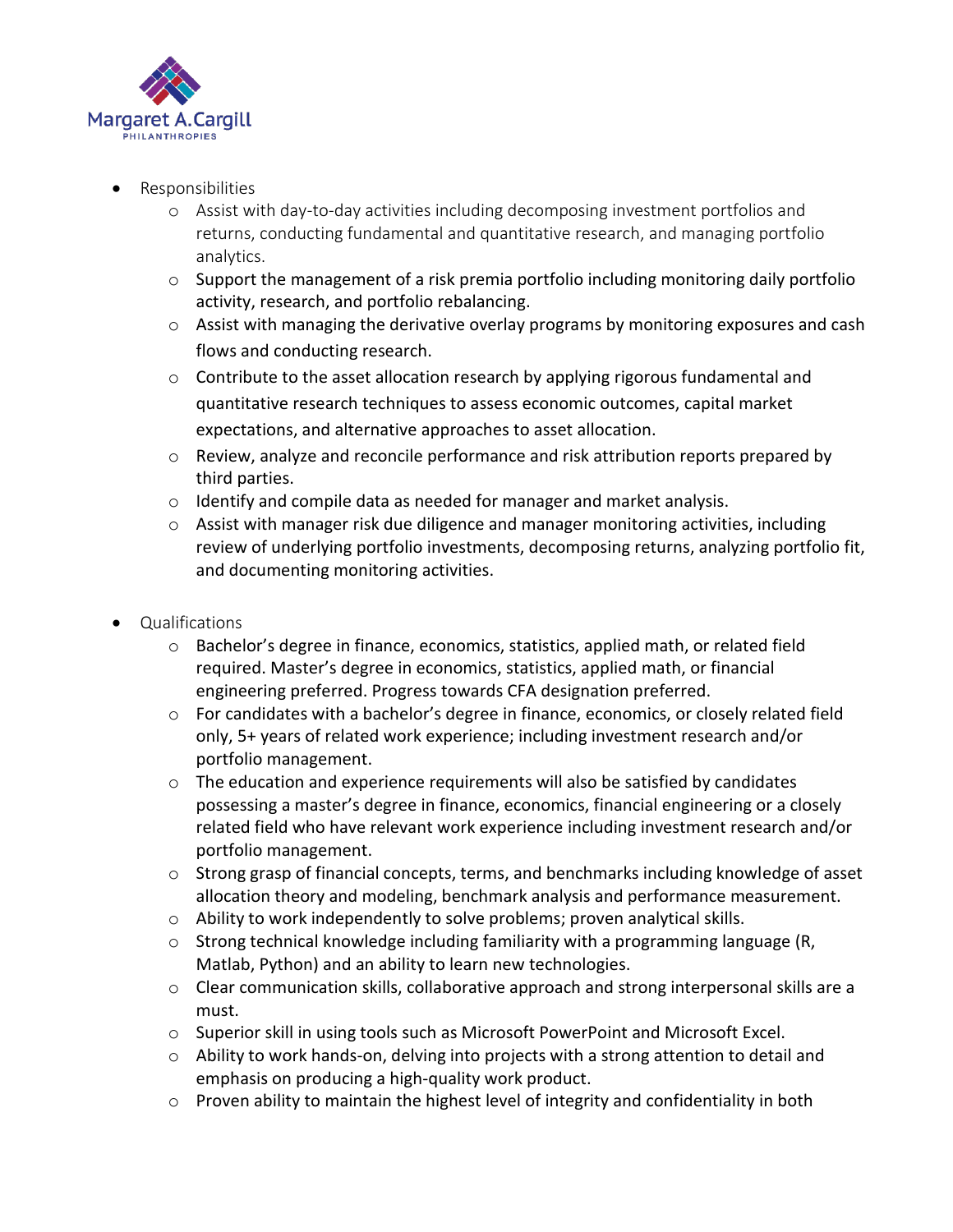- Responsibilities
    - Assist with day-to-day activities including decomposing investment portfolios and returns, conducting fundamental and quantitative research, and managing portfolio analytics.
    - Support the management of a risk premia portfolio including monitoring daily portfolio activity, research, and portfolio rebalancing.
    - Assist with managing the derivative overlay programs by monitoring exposures and cash flows and conducting research.
    - Contribute to the asset allocation research by applying rigorous fundamental and quantitative research techniques to assess economic outcomes, capital market expectations, and alternative approaches to asset allocation.
    - Review, analyze and reconcile performance and risk attribution reports prepared by third parties.
    - Identify and compile data as needed for manager and market analysis.
    - Assist with manager risk due diligence and manager monitoring activities, including review of underlying portfolio investments, decomposing returns, analyzing portfolio fit, and documenting monitoring activities.

- Qualifications
    - Bachelor's degree in finance, economics, statistics, applied math, or related field required. Master's degree in economics, statistics, applied math, or financial engineering preferred. Progress towards CFA designation preferred.
    - For candidates with a bachelor's degree in finance, economics, or closely related field only, 5+ years of related work experience; including investment research and/or portfolio management.
    - The education and experience requirements will also be satisfied by candidates possessing a master's degree in finance, economics, financial engineering or a closely related field who have relevant work experience including investment research and/or portfolio management.
    - Strong grasp of financial concepts, terms, and benchmarks including knowledge of asset allocation theory and modeling, benchmark analysis and performance measurement.
    - Ability to work independently to solve problems; proven analytical skills.
    - Strong technical knowledge including familiarity with a programming language (R, Matlab, Python) and an ability to learn new technologies.
    - Clear communication skills, collaborative approach and strong interpersonal skills are a must.
    - Superior skill in using tools such as Microsoft PowerPoint and Microsoft Excel.
    - Ability to work hands-on, delving into projects with a strong attention to detail and emphasis on producing a high-quality work product.
    - Proven ability to maintain the highest level of integrity and confidentiality in both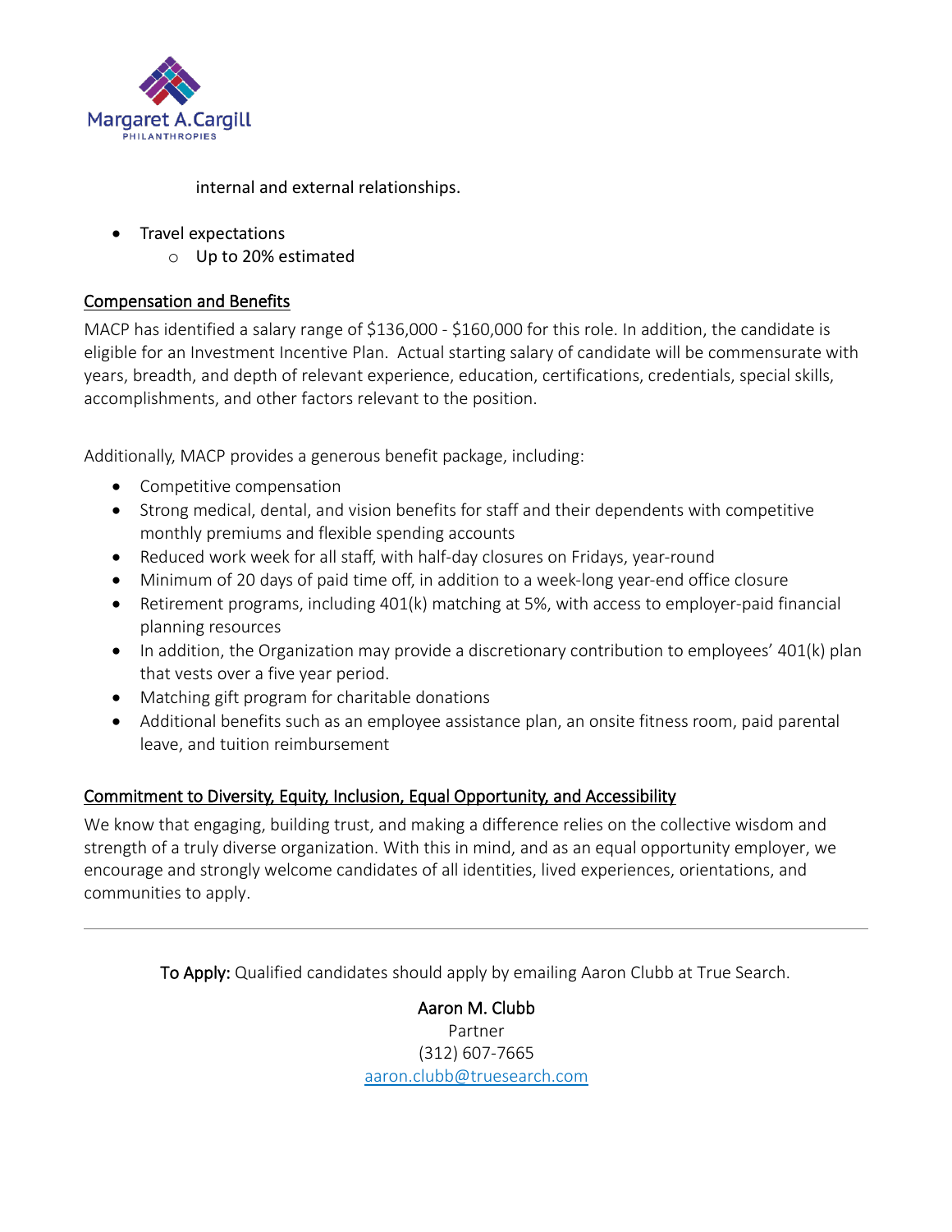internal and external relationships.

- Travel expectations
  - Up to 20% estimated

## Compensation and Benefits

MACP has identified a salary range of $136,000 - $160,000 for this role. In addition, the candidate is eligible for an Investment Incentive Plan. Actual starting salary of candidate will be commensurate with years, breadth, and depth of relevant experience, education, certifications, credentials, special skills, accomplishments, and other factors relevant to the position.

Additionally, MACP provides a generous benefit package, including:

- Competitive compensation
- Strong medical, dental, and vision benefits for staff and their dependents with competitive monthly premiums and flexible spending accounts
- Reduced work week for all staff, with half-day closures on Fridays, year-round
- Minimum of 20 days of paid time off, in addition to a week-long year-end office closure
- Retirement programs, including 401(k) matching at 5%, with access to employer-paid financial planning resources
- In addition, the Organization may provide a discretionary contribution to employees' 401(k) plan that vests over a five year period.
- Matching gift program for charitable donations
- Additional benefits such as an employee assistance plan, an onsite fitness room, paid parental leave, and tuition reimbursement

## Commitment to Diversity, Equity, Inclusion, Equal Opportunity, and Accessibility

We know that engaging, building trust, and making a difference relies on the collective wisdom and strength of a truly diverse organization. With this in mind, and as an equal opportunity employer, we encourage and strongly welcome candidates of all identities, lived experiences, orientations, and communities to apply.

---

**To Apply:** Qualified candidates should apply by emailing Aaron Clubb at True Search.

**Aaron M. Clubb**
Partner
(312) 607-7665
aaron.clubb@truesearch.com